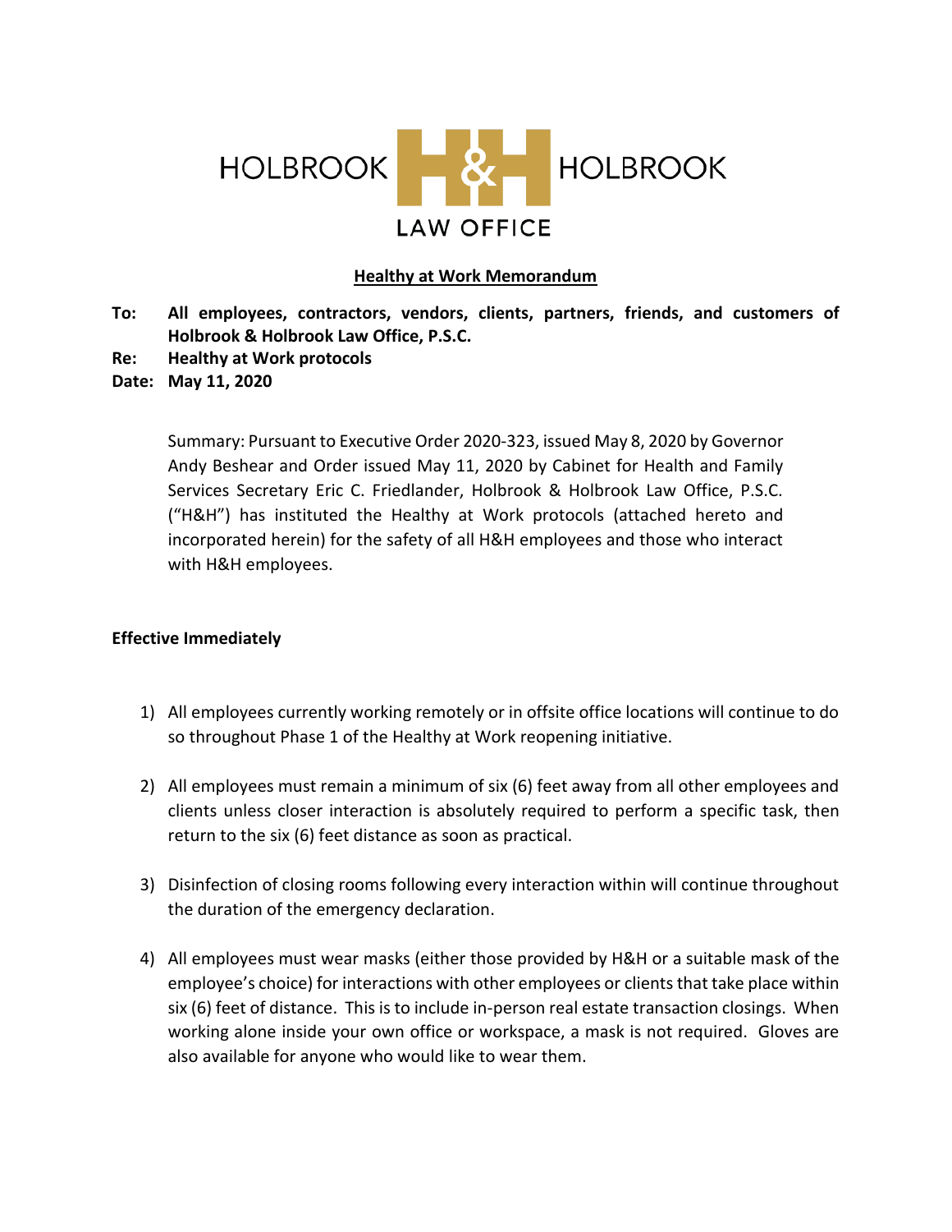HOLBROOK & HOLBROOK
LAW OFFICE

**<u>Healthy at Work Memorandum</u>**

**To:** **All employees, contractors, vendors, clients, partners, friends, and customers of Holbrook & Holbrook Law Office, P.S.C.**

**Re:** **Healthy at Work protocols**

**Date:** **May 11, 2020**

Summary: Pursuant to Executive Order 2020-323, issued May 8, 2020 by Governor Andy Beshear and Order issued May 11, 2020 by Cabinet for Health and Family Services Secretary Eric C. Friedlander, Holbrook & Holbrook Law Office, P.S.C. ("H&H") has instituted the Healthy at Work protocols (attached hereto and incorporated herein) for the safety of all H&H employees and those who interact with H&H employees.

**Effective Immediately**

1) All employees currently working remotely or in offsite office locations will continue to do so throughout Phase 1 of the Healthy at Work reopening initiative.

2) All employees must remain a minimum of six (6) feet away from all other employees and clients unless closer interaction is absolutely required to perform a specific task, then return to the six (6) feet distance as soon as practical.

3) Disinfection of closing rooms following every interaction within will continue throughout the duration of the emergency declaration.

4) All employees must wear masks (either those provided by H&H or a suitable mask of the employee's choice) for interactions with other employees or clients that take place within six (6) feet of distance. This is to include in-person real estate transaction closings. When working alone inside your own office or workspace, a mask is not required. Gloves are also available for anyone who would like to wear them.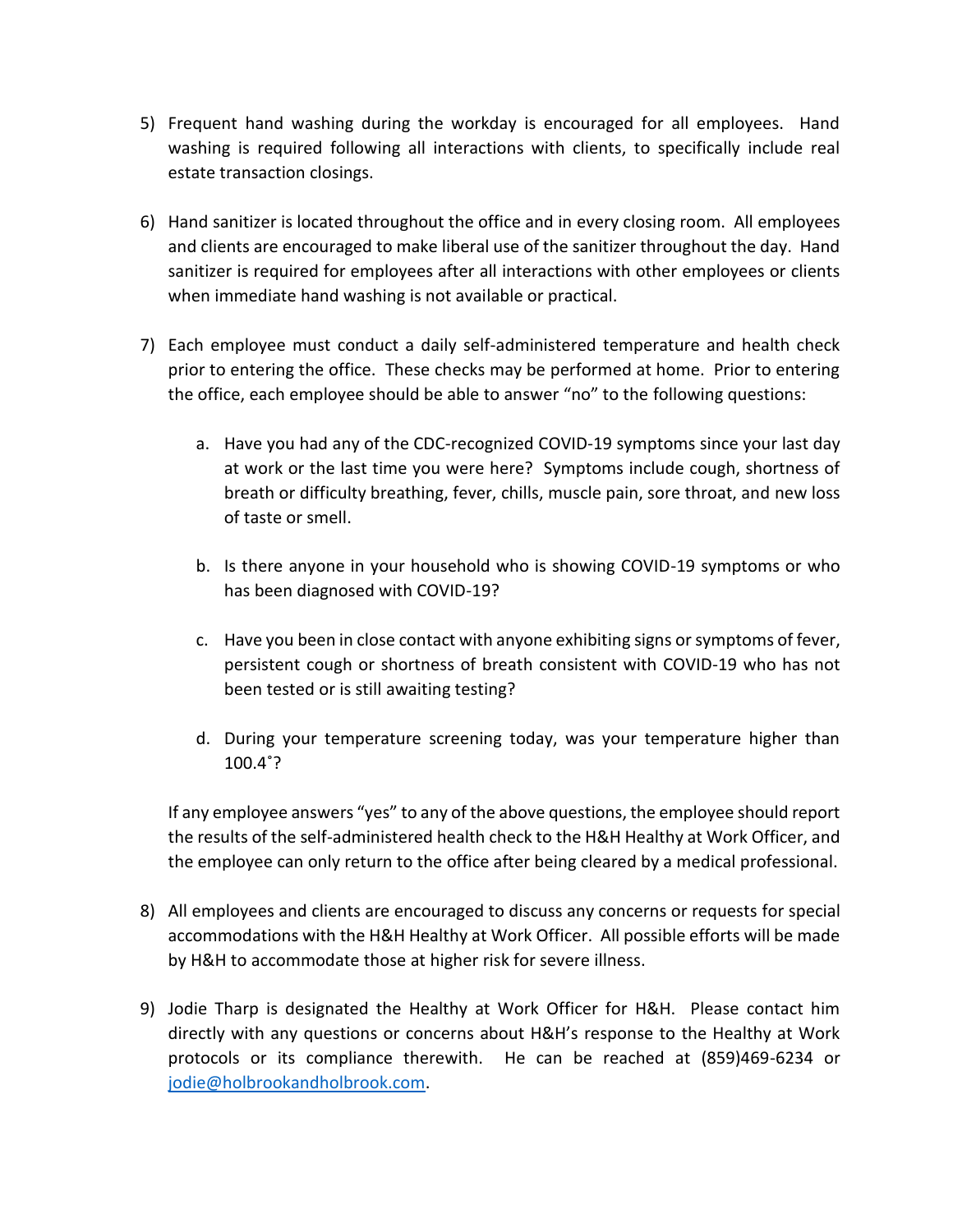5) Frequent hand washing during the workday is encouraged for all employees. Hand washing is required following all interactions with clients, to specifically include real estate transaction closings.

6) Hand sanitizer is located throughout the office and in every closing room. All employees and clients are encouraged to make liberal use of the sanitizer throughout the day. Hand sanitizer is required for employees after all interactions with other employees or clients when immediate hand washing is not available or practical.

7) Each employee must conduct a daily self-administered temperature and health check prior to entering the office. These checks may be performed at home. Prior to entering the office, each employee should be able to answer "no" to the following questions:

   a. Have you had any of the CDC-recognized COVID-19 symptoms since your last day at work or the last time you were here? Symptoms include cough, shortness of breath or difficulty breathing, fever, chills, muscle pain, sore throat, and new loss of taste or smell.

   b. Is there anyone in your household who is showing COVID-19 symptoms or who has been diagnosed with COVID-19?

   c. Have you been in close contact with anyone exhibiting signs or symptoms of fever, persistent cough or shortness of breath consistent with COVID-19 who has not been tested or is still awaiting testing?

   d. During your temperature screening today, was your temperature higher than 100.4˚?

   If any employee answers "yes" to any of the above questions, the employee should report the results of the self-administered health check to the H&H Healthy at Work Officer, and the employee can only return to the office after being cleared by a medical professional.

8) All employees and clients are encouraged to discuss any concerns or requests for special accommodations with the H&H Healthy at Work Officer. All possible efforts will be made by H&H to accommodate those at higher risk for severe illness.

9) Jodie Tharp is designated the Healthy at Work Officer for H&H. Please contact him directly with any questions or concerns about H&H's response to the Healthy at Work protocols or its compliance therewith. He can be reached at (859)469-6234 or jodie@holbrookandholbrook.com.